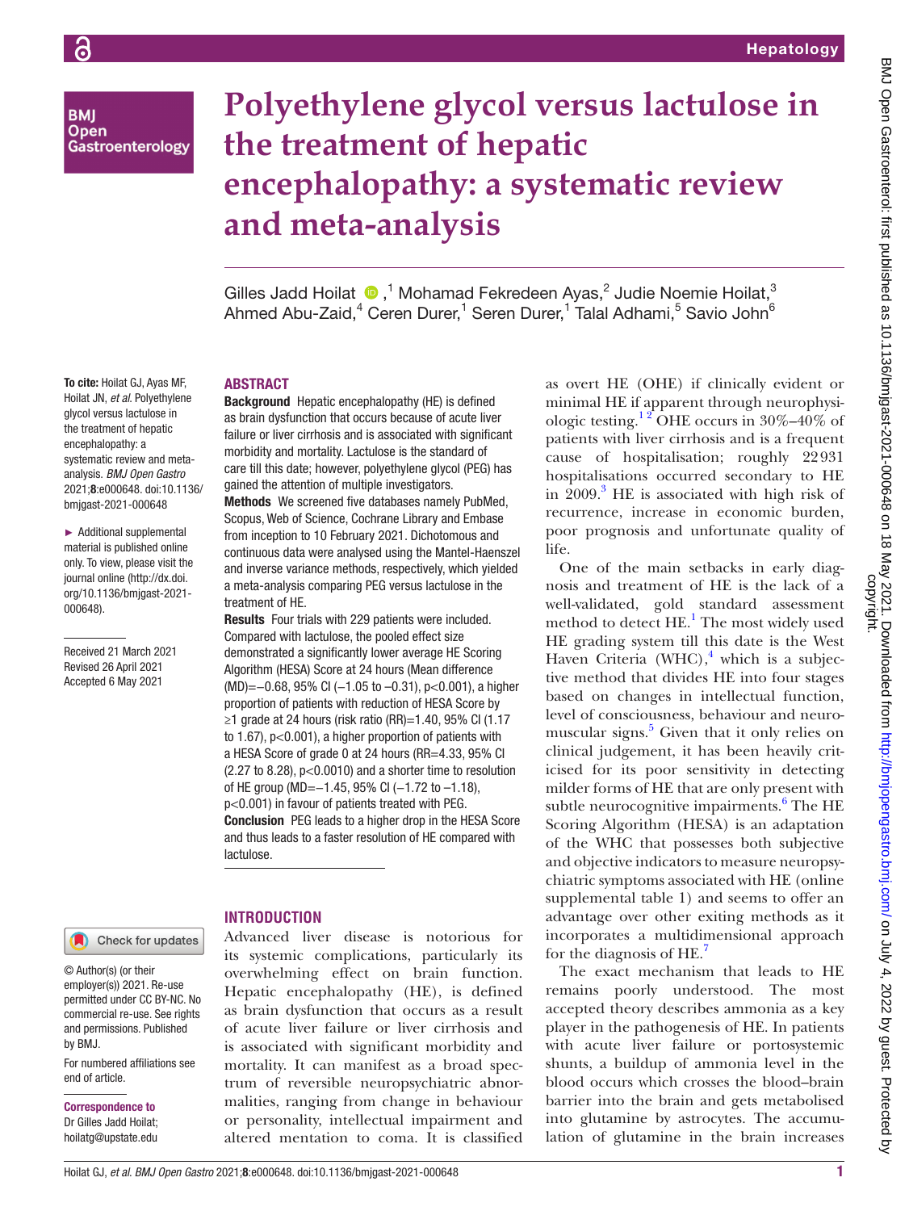# Polyethylene glycol versus lactulose in the treatment of hepatic encephalopathy: a systematic review and meta-analysis

Gilles Jadd Hoilat,[1] Mohamad Fekredeen Ayas,[2] Judie Noemie Hoilat,[3] Ahmed Abu-Zaid,[4] Ceren Durer,[1] Seren Durer,[1] Talal Adhami,[5] Savio John[6]

**To cite:** Hoilat GJ, Ayas MF, Hoilat JN, *et al*. Polyethylene glycol versus lactulose in the treatment of hepatic encephalopathy: a systematic review and meta-analysis. *BMJ Open Gastro* 2021;**8**:e000648. doi:10.1136/bmjgast-2021-000648

► Additional supplemental material is published online only. To view, please visit the journal online (http://dx.doi.org/10.1136/bmjgast-2021-000648).

Received 21 March 2021
Revised 26 April 2021
Accepted 6 May 2021

© Author(s) (or their employer(s)) 2021. Re-use permitted under CC BY-NC. No commercial re-use. See rights and permissions. Published by BMJ.

For numbered affiliations see end of article.

**Correspondence to**
Dr Gilles Jadd Hoilat; hoilatg@upstate.edu

## ABSTRACT

**Background** Hepatic encephalopathy (HE) is defined as brain dysfunction that occurs because of acute liver failure or liver cirrhosis and is associated with significant morbidity and mortality. Lactulose is the standard of care till this date; however, polyethylene glycol (PEG) has gained the attention of multiple investigators.

**Methods** We screened five databases namely PubMed, Scopus, Web of Science, Cochrane Library and Embase from inception to 10 February 2021. Dichotomous and continuous data were analysed using the Mantel-Haenszel and inverse variance methods, respectively, which yielded a meta-analysis comparing PEG versus lactulose in the treatment of HE.

**Results** Four trials with 229 patients were included. Compared with lactulose, the pooled effect size demonstrated a significantly lower average HE Scoring Algorithm (HESA) Score at 24 hours (Mean difference (MD)=−0.68, 95% CI (−1.05 to −0.31), p<0.001), a higher proportion of patients with reduction of HESA Score by ≥1 grade at 24 hours (risk ratio (RR)=1.40, 95% CI (1.17 to 1.67), p<0.001), a higher proportion of patients with a HESA Score of grade 0 at 24 hours (RR=4.33, 95% CI (2.27 to 8.28), p<0.0010) and a shorter time to resolution of HE group (MD=−1.45, 95% CI (−1.72 to −1.18), p<0.001) in favour of patients treated with PEG.

**Conclusion** PEG leads to a higher drop in the HESA Score and thus leads to a faster resolution of HE compared with lactulose.

## INTRODUCTION

Advanced liver disease is notorious for its systemic complications, particularly its overwhelming effect on brain function. Hepatic encephalopathy (HE), is defined as brain dysfunction that occurs as a result of acute liver failure or liver cirrhosis and is associated with significant morbidity and mortality. It can manifest as a broad spectrum of reversible neuropsychiatric abnormalities, ranging from change in behaviour or personality, intellectual impairment and altered mentation to coma. It is classified as overt HE (OHE) if clinically evident or minimal HE if apparent through neurophysiologic testing.[1,2] OHE occurs in 30%–40% of patients with liver cirrhosis and is a frequent cause of hospitalisation; roughly 22931 hospitalisations occurred secondary to HE in 2009.[3] HE is associated with high risk of recurrence, increase in economic burden, poor prognosis and unfortunate quality of life.

One of the main setbacks in early diagnosis and treatment of HE is the lack of a well-validated, gold standard assessment method to detect HE.[1] The most widely used HE grading system till this date is the West Haven Criteria (WHC),[4] which is a subjective method that divides HE into four stages based on changes in intellectual function, level of consciousness, behaviour and neuromuscular signs.[5] Given that it only relies on clinical judgement, it has been heavily criticised for its poor sensitivity in detecting milder forms of HE that are only present with subtle neurocognitive impairments.[6] The HE Scoring Algorithm (HESA) is an adaptation of the WHC that possesses both subjective and objective indicators to measure neuropsychiatric symptoms associated with HE (online supplemental table 1) and seems to offer an advantage over other exiting methods as it incorporates a multidimensional approach for the diagnosis of HE.[7]

The exact mechanism that leads to HE remains poorly understood. The most accepted theory describes ammonia as a key player in the pathogenesis of HE. In patients with acute liver failure or portosystemic shunts, a buildup of ammonia level in the blood occurs which crosses the blood–brain barrier into the brain and gets metabolised into glutamine by astrocytes. The accumulation of glutamine in the brain increases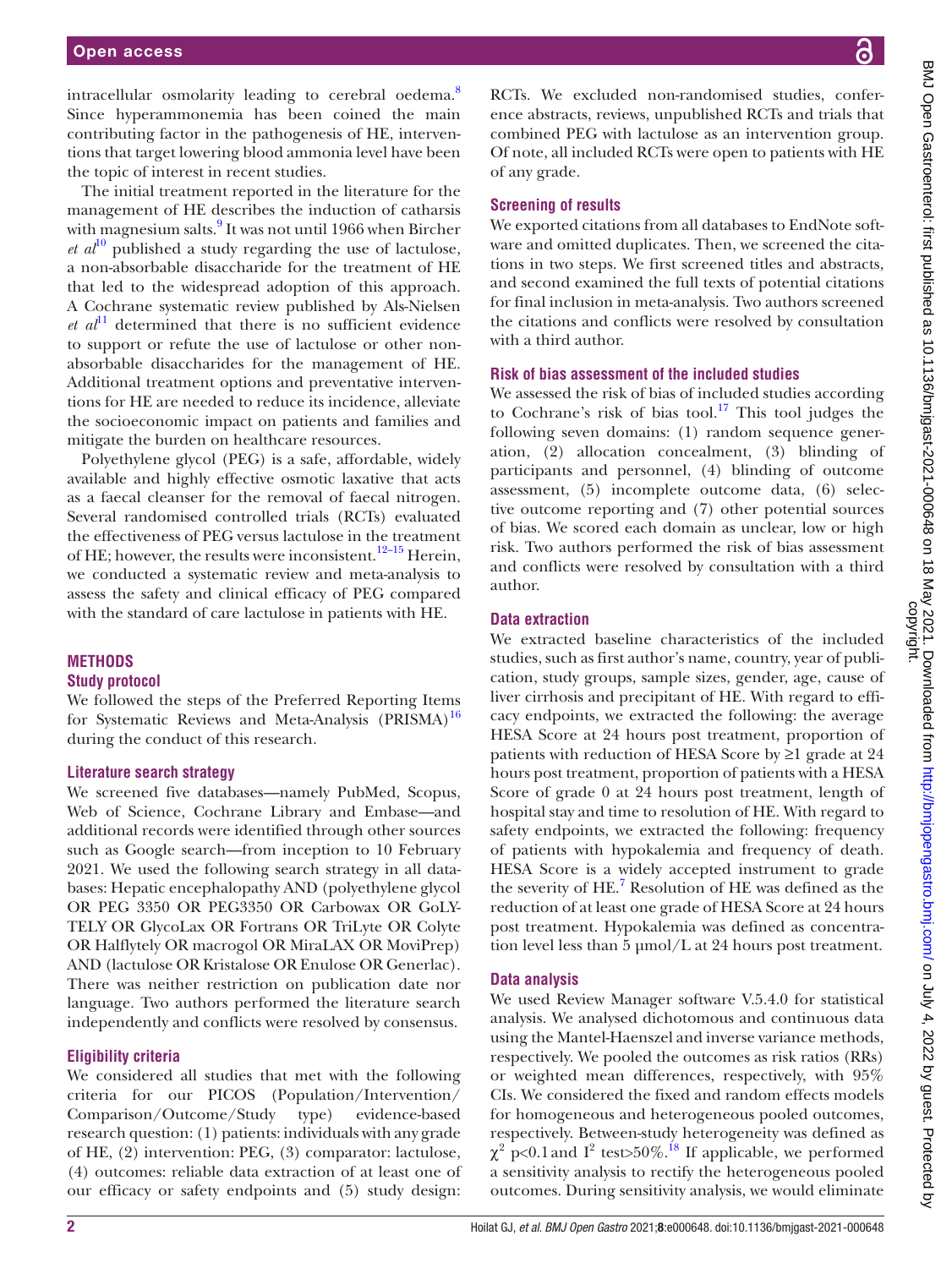intracellular osmolarity leading to cerebral oedema.[8] Since hyperammonemia has been coined the main contributing factor in the pathogenesis of HE, interventions that target lowering blood ammonia level have been the topic of interest in recent studies.

The initial treatment reported in the literature for the management of HE describes the induction of catharsis with magnesium salts.[9] It was not until 1966 when Bircher *et al*[10] published a study regarding the use of lactulose, a non-absorbable disaccharide for the treatment of HE that led to the widespread adoption of this approach. A Cochrane systematic review published by Als-Nielsen *et al*[11] determined that there is no sufficient evidence to support or refute the use of lactulose or other non-absorbable disaccharides for the management of HE. Additional treatment options and preventative interventions for HE are needed to reduce its incidence, alleviate the socioeconomic impact on patients and families and mitigate the burden on healthcare resources.

Polyethylene glycol (PEG) is a safe, affordable, widely available and highly effective osmotic laxative that acts as a faecal cleanser for the removal of faecal nitrogen. Several randomised controlled trials (RCTs) evaluated the effectiveness of PEG versus lactulose in the treatment of HE; however, the results were inconsistent.[12–15] Herein, we conducted a systematic review and meta-analysis to assess the safety and clinical efficacy of PEG compared with the standard of care lactulose in patients with HE.

## METHODS

### Study protocol

We followed the steps of the Preferred Reporting Items for Systematic Reviews and Meta-Analysis (PRISMA)[16] during the conduct of this research.

### Literature search strategy

We screened five databases—namely PubMed, Scopus, Web of Science, Cochrane Library and Embase—and additional records were identified through other sources such as Google search—from inception to 10 February 2021. We used the following search strategy in all databases: Hepatic encephalopathy AND (polyethylene glycol OR PEG 3350 OR PEG3350 OR Carbowax OR GoLYTELY OR GlycoLax OR Fortrans OR TriLyte OR Colyte OR Halflytely OR macrogol OR MiraLAX OR MoviPrep) AND (lactulose OR Kristalose OR Enulose OR Generlac). There was neither restriction on publication date nor language. Two authors performed the literature search independently and conflicts were resolved by consensus.

### Eligibility criteria

We considered all studies that met with the following criteria for our PICOS (Population/Intervention/Comparison/Outcome/Study type) evidence-based research question: (1) patients: individuals with any grade of HE, (2) intervention: PEG, (3) comparator: lactulose, (4) outcomes: reliable data extraction of at least one of our efficacy or safety endpoints and (5) study design: RCTs. We excluded non-randomised studies, conference abstracts, reviews, unpublished RCTs and trials that combined PEG with lactulose as an intervention group. Of note, all included RCTs were open to patients with HE of any grade.

### Screening of results

We exported citations from all databases to EndNote software and omitted duplicates. Then, we screened the citations in two steps. We first screened titles and abstracts, and second examined the full texts of potential citations for final inclusion in meta-analysis. Two authors screened the citations and conflicts were resolved by consultation with a third author.

### Risk of bias assessment of the included studies

We assessed the risk of bias of included studies according to Cochrane's risk of bias tool.[17] This tool judges the following seven domains: (1) random sequence generation, (2) allocation concealment, (3) blinding of participants and personnel, (4) blinding of outcome assessment, (5) incomplete outcome data, (6) selective outcome reporting and (7) other potential sources of bias. We scored each domain as unclear, low or high risk. Two authors performed the risk of bias assessment and conflicts were resolved by consultation with a third author.

### Data extraction

We extracted baseline characteristics of the included studies, such as first author's name, country, year of publication, study groups, sample sizes, gender, age, cause of liver cirrhosis and precipitant of HE. With regard to efficacy endpoints, we extracted the following: the average HESA Score at 24 hours post treatment, proportion of patients with reduction of HESA Score by ≥1 grade at 24 hours post treatment, proportion of patients with a HESA Score of grade 0 at 24 hours post treatment, length of hospital stay and time to resolution of HE. With regard to safety endpoints, we extracted the following: frequency of patients with hypokalemia and frequency of death. HESA Score is a widely accepted instrument to grade the severity of HE.[7] Resolution of HE was defined as the reduction of at least one grade of HESA Score at 24 hours post treatment. Hypokalemia was defined as concentration level less than 5 µmol/L at 24 hours post treatment.

### Data analysis

We used Review Manager software V.5.4.0 for statistical analysis. We analysed dichotomous and continuous data using the Mantel-Haenszel and inverse variance methods, respectively. We pooled the outcomes as risk ratios (RRs) or weighted mean differences, respectively, with 95% CIs. We considered the fixed and random effects models for homogeneous and heterogeneous pooled outcomes, respectively. Between-study heterogeneity was defined as $\chi^2$ p<0.1 and $I^2$ test>50%.[18] If applicable, we performed a sensitivity analysis to rectify the heterogeneous pooled outcomes. During sensitivity analysis, we would eliminate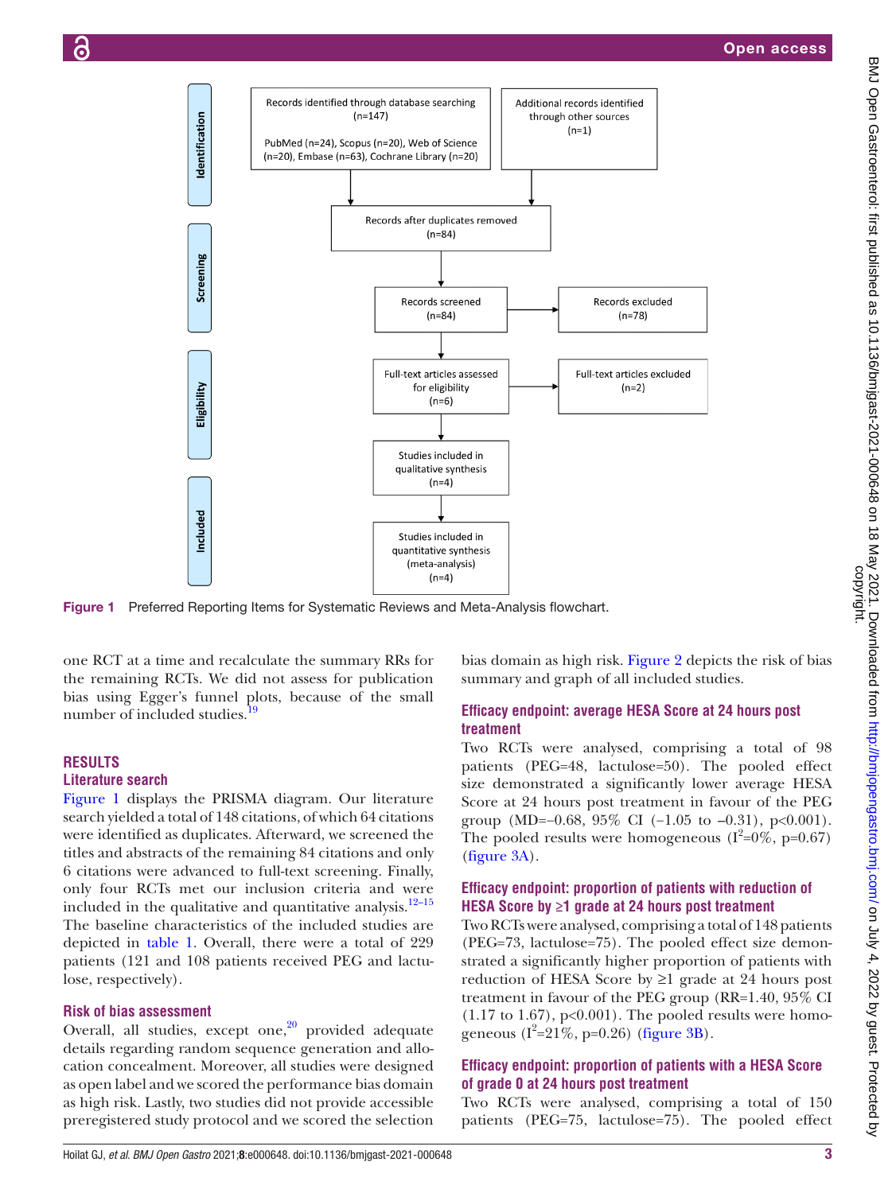Figure 1 Preferred Reporting Items for Systematic Reviews and Meta-Analysis flowchart.

one RCT at a time and recalculate the summary RRs for the remaining RCTs. We did not assess for publication bias using Egger's funnel plots, because of the small number of included studies.[19]

## RESULTS

### Literature search

Figure 1 displays the PRISMA diagram. Our literature search yielded a total of 148 citations, of which 64 citations were identified as duplicates. Afterward, we screened the titles and abstracts of the remaining 84 citations and only 6 citations were advanced to full-text screening. Finally, only four RCTs met our inclusion criteria and were included in the qualitative and quantitative analysis.[12–15] The baseline characteristics of the included studies are depicted in table 1. Overall, there were a total of 229 patients (121 and 108 patients received PEG and lactulose, respectively).

### Risk of bias assessment

Overall, all studies, except one,[20] provided adequate details regarding random sequence generation and allocation concealment. Moreover, all studies were designed as open label and we scored the performance bias domain as high risk. Lastly, two studies did not provide accessible preregistered study protocol and we scored the selection bias domain as high risk. Figure 2 depicts the risk of bias summary and graph of all included studies.

### Efficacy endpoint: average HESA Score at 24 hours post treatment

Two RCTs were analysed, comprising a total of 98 patients (PEG=48, lactulose=50). The pooled effect size demonstrated a significantly lower average HESA Score at 24 hours post treatment in favour of the PEG group (MD=−0.68, 95% CI (−1.05 to −0.31), p<0.001). The pooled results were homogeneous ($I^2$=0%, p=0.67) (figure 3A).

### Efficacy endpoint: proportion of patients with reduction of HESA Score by ≥1 grade at 24 hours post treatment

Two RCTs were analysed, comprising a total of 148 patients (PEG=73, lactulose=75). The pooled effect size demonstrated a significantly higher proportion of patients with reduction of HESA Score by ≥1 grade at 24 hours post treatment in favour of the PEG group (RR=1.40, 95% CI (1.17 to 1.67), p<0.001). The pooled results were homogeneous ($I^2$=21%, p=0.26) (figure 3B).

### Efficacy endpoint: proportion of patients with a HESA Score of grade 0 at 24 hours post treatment

Two RCTs were analysed, comprising a total of 150 patients (PEG=75, lactulose=75). The pooled effect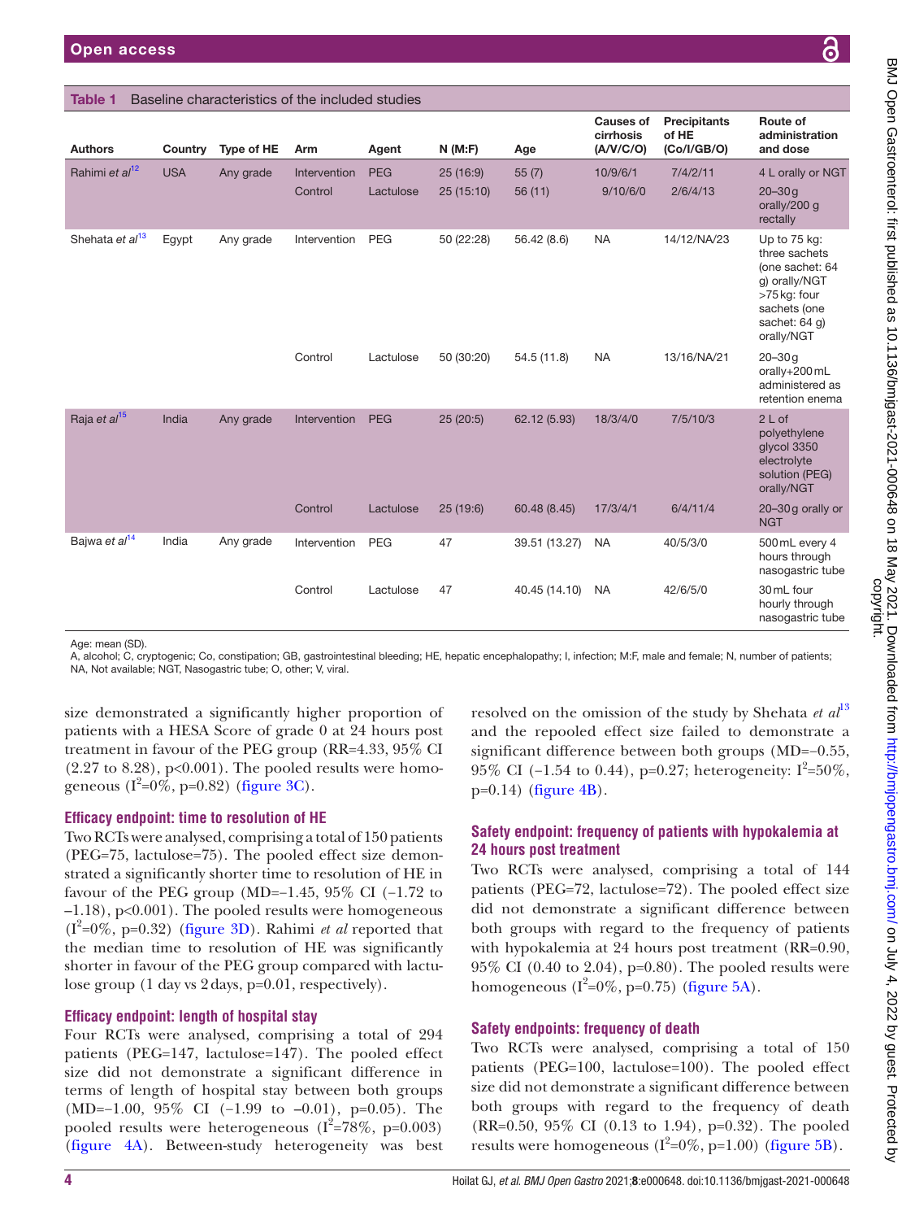**Table 1** Baseline characteristics of the included studies

| Authors | Country | Type of HE | Arm | Agent | N (M:F) | Age | Causes of cirrhosis (A/V/C/O) | Precipitants of HE (Co/I/GB/O) | Route of administration and dose |
|---|---|---|---|---|---|---|---|---|---|
| Rahimi *et al*[12] | USA | Any grade | Intervention | PEG | 25 (16:9) | 55 (7) | 10/9/6/1 | 7/4/2/11 | 4 L orally or NGT |
| | | | Control | Lactulose | 25 (15:10) | 56 (11) | 9/10/6/0 | 2/6/4/13 | 20–30 g orally/200 g rectally |
| Shehata *et al*[13] | Egypt | Any grade | Intervention | PEG | 50 (22:28) | 56.42 (8.6) | NA | 14/12/NA/23 | Up to 75 kg: three sachets (one sachet: 64 g) orally/NGT >75 kg: four sachets (one sachet: 64 g) orally/NGT |
| | | | Control | Lactulose | 50 (30:20) | 54.5 (11.8) | NA | 13/16/NA/21 | 20–30 g orally+200 mL administered as retention enema |
| Raja *et al*[15] | India | Any grade | Intervention | PEG | 25 (20:5) | 62.12 (5.93) | 18/3/4/0 | 7/5/10/3 | 2 L of polyethylene glycol 3350 electrolyte solution (PEG) orally/NGT |
| | | | Control | Lactulose | 25 (19:6) | 60.48 (8.45) | 17/3/4/1 | 6/4/11/4 | 20–30 g orally or NGT |
| Bajwa *et al*[14] | India | Any grade | Intervention | PEG | 47 | 39.51 (13.27) | NA | 40/5/3/0 | 500 mL every 4 hours through nasogastric tube |
| | | | Control | Lactulose | 47 | 40.45 (14.10) | NA | 42/6/5/0 | 30 mL four hourly through nasogastric tube |

Age: mean (SD).
A, alcohol; C, cryptogenic; Co, constipation; GB, gastrointestinal bleeding; HE, hepatic encephalopathy; I, infection; M:F, male and female; N, number of patients; NA, Not available; NGT, Nasogastric tube; O, other; V, viral.

size demonstrated a significantly higher proportion of patients with a HESA Score of grade 0 at 24 hours post treatment in favour of the PEG group (RR=4.33, 95% CI (2.27 to 8.28), p<0.001). The pooled results were homogeneous ($I^2$=0%, p=0.82) (figure 3C).

### Efficacy endpoint: time to resolution of HE

Two RCTs were analysed, comprising a total of 150 patients (PEG=75, lactulose=75). The pooled effect size demonstrated a significantly shorter time to resolution of HE in favour of the PEG group (MD=−1.45, 95% CI (−1.72 to −1.18), p<0.001). The pooled results were homogeneous ($I^2$=0%, p=0.32) (figure 3D). Rahimi *et al* reported that the median time to resolution of HE was significantly shorter in favour of the PEG group compared with lactulose group (1 day vs 2 days, p=0.01, respectively).

### Efficacy endpoint: length of hospital stay

Four RCTs were analysed, comprising a total of 294 patients (PEG=147, lactulose=147). The pooled effect size did not demonstrate a significant difference in terms of length of hospital stay between both groups (MD=−1.00, 95% CI (−1.99 to −0.01), p=0.05). The pooled results were heterogeneous ($I^2$=78%, p=0.003) (figure 4A). Between-study heterogeneity was best resolved on the omission of the study by Shehata *et al*[13] and the repooled effect size failed to demonstrate a significant difference between both groups (MD=−0.55, 95% CI (−1.54 to 0.44), p=0.27; heterogeneity: $I^2$=50%, p=0.14) (figure 4B).

### Safety endpoint: frequency of patients with hypokalemia at 24 hours post treatment

Two RCTs were analysed, comprising a total of 144 patients (PEG=72, lactulose=72). The pooled effect size did not demonstrate a significant difference between both groups with regard to the frequency of patients with hypokalemia at 24 hours post treatment (RR=0.90, 95% CI (0.40 to 2.04), p=0.80). The pooled results were homogeneous ($I^2$=0%, p=0.75) (figure 5A).

### Safety endpoints: frequency of death

Two RCTs were analysed, comprising a total of 150 patients (PEG=100, lactulose=100). The pooled effect size did not demonstrate a significant difference between both groups with regard to the frequency of death (RR=0.50, 95% CI (0.13 to 1.94), p=0.32). The pooled results were homogeneous ($I^2$=0%, p=1.00) (figure 5B).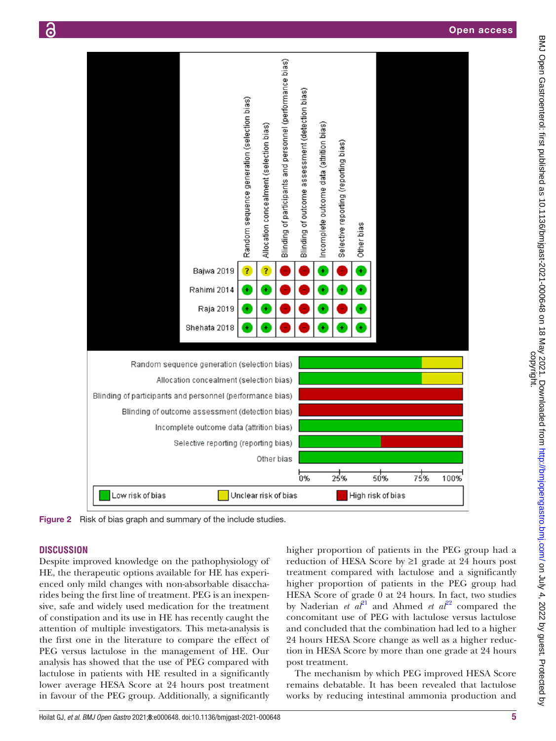Figure 2 Risk of bias graph and summary of the include studies.

## DISCUSSION

Despite improved knowledge on the pathophysiology of HE, the therapeutic options available for HE has experienced only mild changes with non-absorbable disaccharides being the first line of treatment. PEG is an inexpensive, safe and widely used medication for the treatment of constipation and its use in HE has recently caught the attention of multiple investigators. This meta-analysis is the first one in the literature to compare the effect of PEG versus lactulose in the management of HE. Our analysis has showed that the use of PEG compared with lactulose in patients with HE resulted in a significantly lower average HESA Score at 24 hours post treatment in favour of the PEG group. Additionally, a significantly higher proportion of patients in the PEG group had a reduction of HESA Score by ≥1 grade at 24 hours post treatment compared with lactulose and a significantly higher proportion of patients in the PEG group had HESA Score of grade 0 at 24 hours. In fact, two studies by Naderian *et al*[21] and Ahmed *et al*[22] compared the concomitant use of PEG with lactulose versus lactulose and concluded that the combination had led to a higher 24 hours HESA Score change as well as a higher reduction in HESA Score by more than one grade at 24 hours post treatment.

The mechanism by which PEG improved HESA Score remains debatable. It has been revealed that lactulose works by reducing intestinal ammonia production and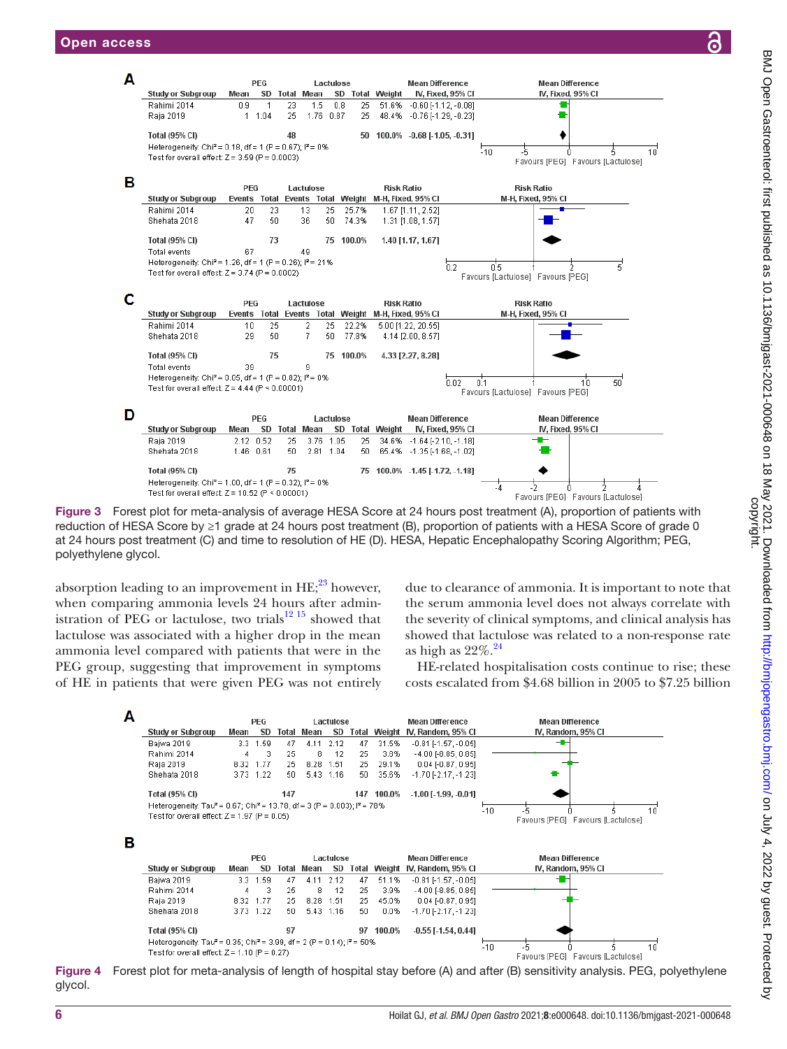**A**

| Study or Subgroup | PEG Mean | PEG SD | PEG Total | Lactulose Mean | Lactulose SD | Lactulose Total | Weight | Mean Difference IV, Fixed, 95% CI |
|---|---|---|---|---|---|---|---|---|
| Rahimi 2014 | 0.9 | 1 | 23 | 1.5 | 0.8 | 25 | 51.6% | -0.60 [-1.12, -0.08] |
| Raja 2019 | 1 | 1.04 | 25 | 1.76 | 0.87 | 25 | 48.4% | -0.76 [-1.29, -0.23] |
| **Total (95% CI)** | | | 48 | | | 50 | 100.0% | -0.68 [-1.05, -0.31] |

Heterogeneity: Chi² = 0.18, df = 1 (P = 0.67); I² = 0%
Test for overall effect: Z = 3.59 (P = 0.0003)

Favours [PEG] Favours [Lactulose]

**B**

| Study or Subgroup | PEG Events | PEG Total | Lactulose Events | Lactulose Total | Weight | Risk Ratio M-H, Fixed, 95% CI |
|---|---|---|---|---|---|---|
| Rahimi 2014 | 20 | 23 | 13 | 25 | 25.7% | 1.67 [1.11, 2.52] |
| Shehata 2018 | 47 | 50 | 36 | 50 | 74.3% | 1.31 [1.08, 1.57] |
| **Total (95% CI)** | | 73 | | 75 | 100.0% | 1.40 [1.17, 1.67] |
| Total events | 67 | | 49 | | | |

Heterogeneity: Chi² = 1.26, df = 1 (P = 0.26); I² = 21%
Test for overall effect: Z = 3.74 (P = 0.0002)

Favours [Lactulose] Favours [PEG]

**C**

| Study or Subgroup | PEG Events | PEG Total | Lactulose Events | Lactulose Total | Weight | Risk Ratio M-H, Fixed, 95% CI |
|---|---|---|---|---|---|---|
| Rahimi 2014 | 10 | 25 | 2 | 25 | 22.2% | 5.00 [1.22, 20.55] |
| Shehata 2018 | 29 | 50 | 7 | 50 | 77.8% | 4.14 [2.00, 8.57] |
| **Total (95% CI)** | | 75 | | 75 | 100.0% | 4.33 [2.27, 8.28] |
| Total events | 39 | | 9 | | | |

Heterogeneity: Chi² = 0.05, df = 1 (P = 0.82); I² = 0%
Test for overall effect: Z = 4.44 (P < 0.00001)

Favours [Lactulose] Favours [PEG]

**D**

| Study or Subgroup | PEG Mean | PEG SD | PEG Total | Lactulose Mean | Lactulose SD | Lactulose Total | Weight | Mean Difference IV, Fixed, 95% CI |
|---|---|---|---|---|---|---|---|---|
| Raja 2019 | 2.12 | 0.52 | 25 | 3.76 | 1.05 | 25 | 34.6% | -1.64 [-2.10, -1.18] |
| Shehata 2018 | 1.46 | 0.61 | 50 | 2.81 | 1.04 | 50 | 65.4% | -1.35 [-1.68, -1.02] |
| **Total (95% CI)** | | | 75 | | | 75 | 100.0% | -1.45 [-1.72, -1.18] |

Heterogeneity: Chi² = 1.00, df = 1 (P = 0.32); I² = 0%
Test for overall effect: Z = 10.52 (P < 0.00001)

Favours [PEG] Favours [Lactulose]

**Figure 3** Forest plot for meta-analysis of average HESA Score at 24 hours post treatment (A), proportion of patients with reduction of HESA Score by ≥1 grade at 24 hours post treatment (B), proportion of patients with a HESA Score of grade 0 at 24 hours post treatment (C) and time to resolution of HE (D). HESA, Hepatic Encephalopathy Scoring Algorithm; PEG, polyethylene glycol.

absorption leading to an improvement in HE;[23] however, when comparing ammonia levels 24 hours after administration of PEG or lactulose, two trials[12 15] showed that lactulose was associated with a higher drop in the mean ammonia level compared with patients that were in the PEG group, suggesting that improvement in symptoms of HE in patients that were given PEG was not entirely due to clearance of ammonia. It is important to note that the serum ammonia level does not always correlate with the severity of clinical symptoms, and clinical analysis has showed that lactulose was related to a non-response rate as high as 22%.[24]

HE-related hospitalisation costs continue to rise; these costs escalated from $4.68 billion in 2005 to $7.25 billion

**A**

| Study or Subgroup | PEG Mean | PEG SD | PEG Total | Lactulose Mean | Lactulose SD | Lactulose Total | Weight | Mean Difference IV, Random, 95% CI |
|---|---|---|---|---|---|---|---|---|
| Bajwa 2019 | 3.3 | 1.59 | 47 | 4.11 | 2.12 | 47 | 31.5% | -0.81 [-1.57, -0.05] |
| Rahimi 2014 | 4 | 3 | 25 | 8 | 12 | 25 | 3.8% | -4.00 [-8.85, 0.85] |
| Raja 2019 | 8.32 | 1.77 | 25 | 8.28 | 1.51 | 25 | 29.1% | 0.04 [-0.87, 0.95] |
| Shehata 2018 | 3.73 | 1.22 | 50 | 5.43 | 1.16 | 50 | 35.6% | -1.70 [-2.17, -1.23] |
| **Total (95% CI)** | | | 147 | | | 147 | 100.0% | -1.00 [-1.99, -0.01] |

Heterogeneity: Tau² = 0.67; Chi² = 13.78, df = 3 (P = 0.003); I² = 78%
Test for overall effect: Z = 1.97 (P = 0.05)

Favours [PEG] Favours [Lactulose]

**B**

| Study or Subgroup | PEG Mean | PEG SD | PEG Total | Lactulose Mean | Lactulose SD | Lactulose Total | Weight | Mean Difference IV, Random, 95% CI |
|---|---|---|---|---|---|---|---|---|
| Bajwa 2019 | 3.3 | 1.59 | 47 | 4.11 | 2.12 | 47 | 51.1% | -0.81 [-1.57, -0.05] |
| Rahimi 2014 | 4 | 3 | 25 | 8 | 12 | 25 | 3.9% | -4.00 [-8.85, 0.85] |
| Raja 2019 | 8.32 | 1.77 | 25 | 8.28 | 1.51 | 25 | 45.0% | 0.04 [-0.87, 0.95] |
| Shehata 2018 | 3.73 | 1.22 | 50 | 5.43 | 1.16 | 50 | 0.0% | -1.70 [-2.17, -1.23] |
| **Total (95% CI)** | | | 97 | | | 97 | 100.0% | -0.55 [-1.54, 0.44] |

Heterogeneity: Tau² = 0.35; Chi² = 3.99, df = 2 (P = 0.14); I² = 50%
Test for overall effect: Z = 1.10 (P = 0.27)

Favours [PEG] Favours [Lactulose]

**Figure 4** Forest plot for meta-analysis of length of hospital stay before (A) and after (B) sensitivity analysis. PEG, polyethylene glycol.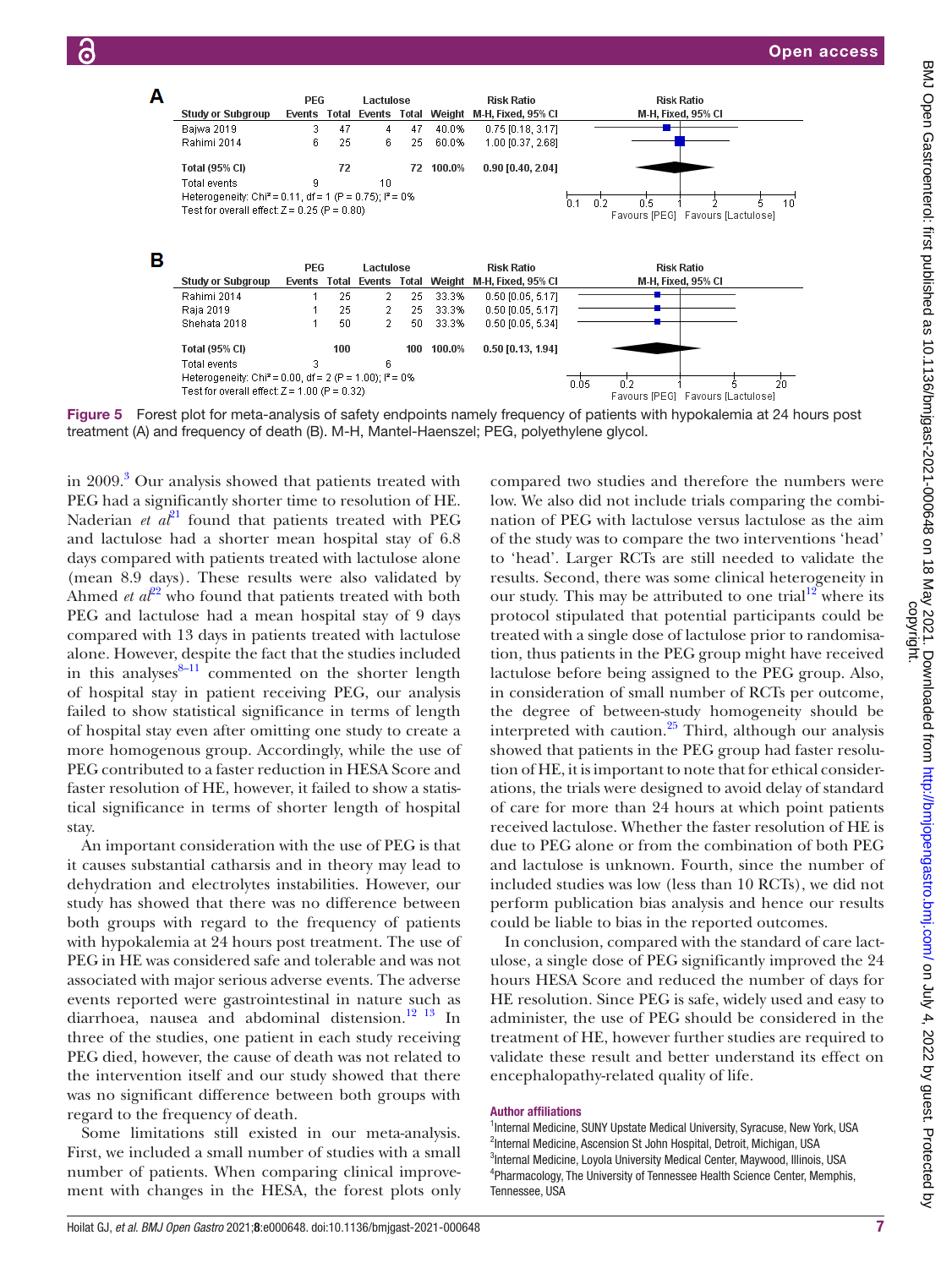**A**

| Study or Subgroup | PEG Events | PEG Total | Lactulose Events | Lactulose Total | Weight | Risk Ratio M-H, Fixed, 95% CI |
|---|---|---|---|---|---|---|
| Bajwa 2019 | 3 | 47 | 4 | 47 | 40.0% | 0.75 [0.18, 3.17] |
| Rahimi 2014 | 6 | 25 | 6 | 25 | 60.0% | 1.00 [0.37, 2.68] |
| **Total (95% CI)** | | **72** | | **72** | **100.0%** | **0.90 [0.40, 2.04]** |
| Total events | 9 | | 10 | | | |

Heterogeneity: Chi² = 0.11, df = 1 (P = 0.75); I² = 0%
Test for overall effect: Z = 0.25 (P = 0.80)

Favours [PEG] Favours [Lactulose]

**B**

| Study or Subgroup | PEG Events | PEG Total | Lactulose Events | Lactulose Total | Weight | Risk Ratio M-H, Fixed, 95% CI |
|---|---|---|---|---|---|---|
| Rahimi 2014 | 1 | 25 | 2 | 25 | 33.3% | 0.50 [0.05, 5.17] |
| Raja 2019 | 1 | 25 | 2 | 25 | 33.3% | 0.50 [0.05, 5.17] |
| Shehata 2018 | 1 | 50 | 2 | 50 | 33.3% | 0.50 [0.05, 5.34] |
| **Total (95% CI)** | | **100** | | **100** | **100.0%** | **0.50 [0.13, 1.94]** |
| Total events | 3 | | 6 | | | |

Heterogeneity: Chi² = 0.00, df = 2 (P = 1.00); I² = 0%
Test for overall effect: Z = 1.00 (P = 0.32)

Favours [PEG] Favours [Lactulose]

**Figure 5** Forest plot for meta-analysis of safety endpoints namely frequency of patients with hypokalemia at 24 hours post treatment (A) and frequency of death (B). M-H, Mantel-Haenszel; PEG, polyethylene glycol.

in 2009.[3] Our analysis showed that patients treated with PEG had a significantly shorter time to resolution of HE. Naderian *et al*[21] found that patients treated with PEG and lactulose had a shorter mean hospital stay of 6.8 days compared with patients treated with lactulose alone (mean 8.9 days). These results were also validated by Ahmed *et al*[22] who found that patients treated with both PEG and lactulose had a mean hospital stay of 9 days compared with 13 days in patients treated with lactulose alone. However, despite the fact that the studies included in this analyses[8–11] commented on the shorter length of hospital stay in patient receiving PEG, our analysis failed to show statistical significance in terms of length of hospital stay even after omitting one study to create a more homogenous group. Accordingly, while the use of PEG contributed to a faster reduction in HESA Score and faster resolution of HE, however, it failed to show a statistical significance in terms of shorter length of hospital stay.

An important consideration with the use of PEG is that it causes substantial catharsis and in theory may lead to dehydration and electrolytes instabilities. However, our study has showed that there was no difference between both groups with regard to the frequency of patients with hypokalemia at 24 hours post treatment. The use of PEG in HE was considered safe and tolerable and was not associated with major serious adverse events. The adverse events reported were gastrointestinal in nature such as diarrhoea, nausea and abdominal distension.[12 13] In three of the studies, one patient in each study receiving PEG died, however, the cause of death was not related to the intervention itself and our study showed that there was no significant difference between both groups with regard to the frequency of death.

Some limitations still existed in our meta-analysis. First, we included a small number of studies with a small number of patients. When comparing clinical improvement with changes in the HESA, the forest plots only compared two studies and therefore the numbers were low. We also did not include trials comparing the combination of PEG with lactulose versus lactulose as the aim of the study was to compare the two interventions 'head' to 'head'. Larger RCTs are still needed to validate the results. Second, there was some clinical heterogeneity in our study. This may be attributed to one trial[12] where its protocol stipulated that potential participants could be treated with a single dose of lactulose prior to randomisation, thus patients in the PEG group might have received lactulose before being assigned to the PEG group. Also, in consideration of small number of RCTs per outcome, the degree of between-study homogeneity should be interpreted with caution.[25] Third, although our analysis showed that patients in the PEG group had faster resolution of HE, it is important to note that for ethical considerations, the trials were designed to avoid delay of standard of care for more than 24 hours at which point patients received lactulose. Whether the faster resolution of HE is due to PEG alone or from the combination of both PEG and lactulose is unknown. Fourth, since the number of included studies was low (less than 10 RCTs), we did not perform publication bias analysis and hence our results could be liable to bias in the reported outcomes.

In conclusion, compared with the standard of care lactulose, a single dose of PEG significantly improved the 24 hours HESA Score and reduced the number of days for HE resolution. Since PEG is safe, widely used and easy to administer, the use of PEG should be considered in the treatment of HE, however further studies are required to validate these result and better understand its effect on encephalopathy-related quality of life.

### Author affiliations

[1]Internal Medicine, SUNY Upstate Medical University, Syracuse, New York, USA
[2]Internal Medicine, Ascension St John Hospital, Detroit, Michigan, USA
[3]Internal Medicine, Loyola University Medical Center, Maywood, Illinois, USA
[4]Pharmacology, The University of Tennessee Health Science Center, Memphis, Tennessee, USA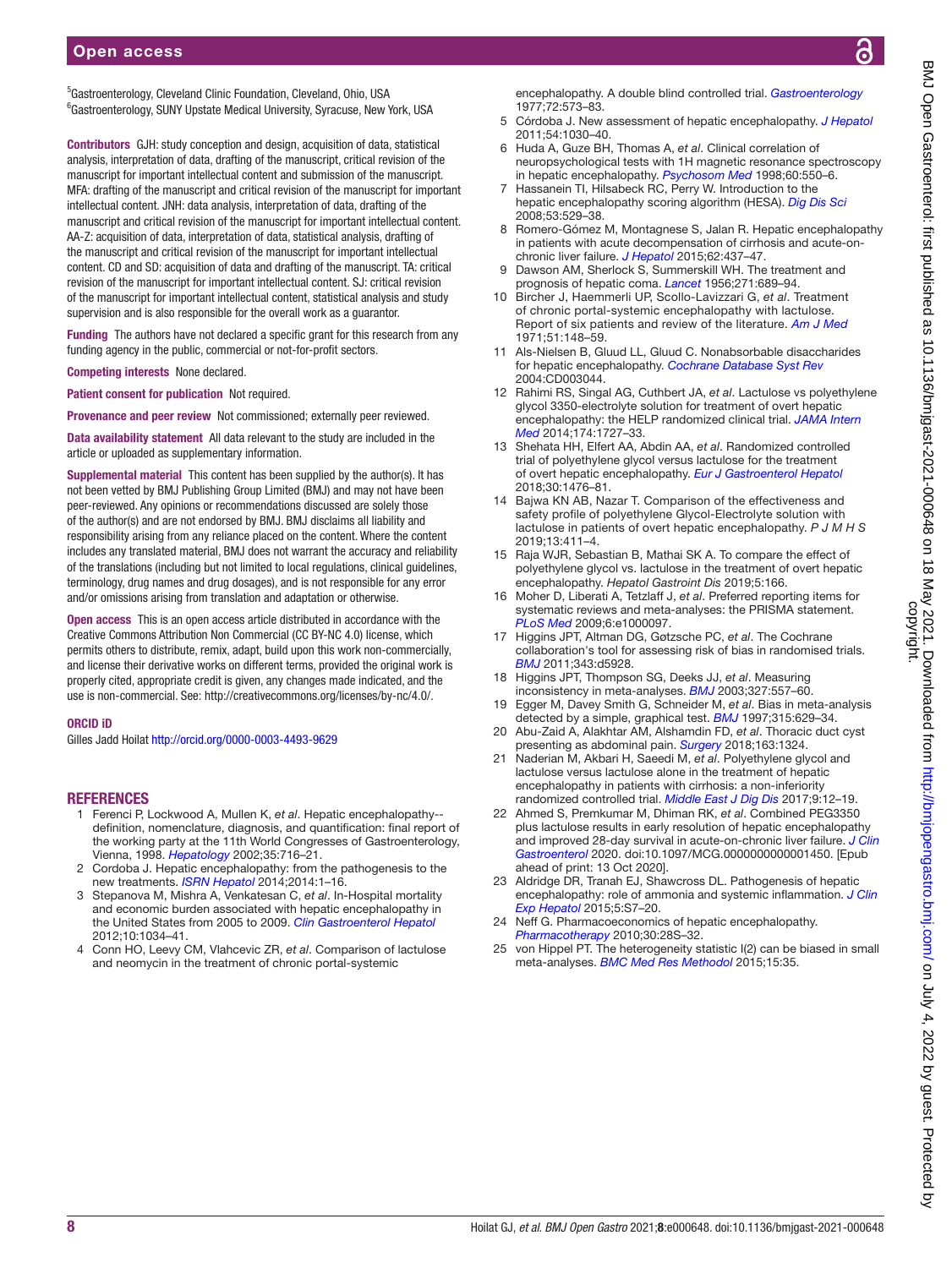[5]Gastroenterology, Cleveland Clinic Foundation, Cleveland, Ohio, USA
[6]Gastroenterology, SUNY Upstate Medical University, Syracuse, New York, USA

**Contributors** GJH: study conception and design, acquisition of data, statistical analysis, interpretation of data, drafting of the manuscript, critical revision of the manuscript for important intellectual content and submission of the manuscript. MFA: drafting of the manuscript and critical revision of the manuscript for important intellectual content. JNH: data analysis, interpretation of data, drafting of the manuscript and critical revision of the manuscript for important intellectual content. AA-Z: acquisition of data, interpretation of data, statistical analysis, drafting of the manuscript and critical revision of the manuscript for important intellectual content. CD and SD: acquisition of data and drafting of the manuscript. TA: critical revision of the manuscript for important intellectual content. SJ: critical revision of the manuscript for important intellectual content, statistical analysis and study supervision and is also responsible for the overall work as a guarantor.

**Funding** The authors have not declared a specific grant for this research from any funding agency in the public, commercial or not-for-profit sectors.

**Competing interests** None declared.

**Patient consent for publication** Not required.

**Provenance and peer review** Not commissioned; externally peer reviewed.

**Data availability statement** All data relevant to the study are included in the article or uploaded as supplementary information.

**Supplemental material** This content has been supplied by the author(s). It has not been vetted by BMJ Publishing Group Limited (BMJ) and may not have been peer-reviewed. Any opinions or recommendations discussed are solely those of the author(s) and are not endorsed by BMJ. BMJ disclaims all liability and responsibility arising from any reliance placed on the content. Where the content includes any translated material, BMJ does not warrant the accuracy and reliability of the translations (including but not limited to local regulations, clinical guidelines, terminology, drug names and drug dosages), and is not responsible for any error and/or omissions arising from translation and adaptation or otherwise.

**Open access** This is an open access article distributed in accordance with the Creative Commons Attribution Non Commercial (CC BY-NC 4.0) license, which permits others to distribute, remix, adapt, build upon this work non-commercially, and license their derivative works on different terms, provided the original work is properly cited, appropriate credit is given, any changes made indicated, and the use is non-commercial. See: http://creativecommons.org/licenses/by-nc/4.0/.

**ORCID iD**

Gilles Jadd Hoilat http://orcid.org/0000-0003-4493-9629

## REFERENCES

1. Ferenci P, Lockwood A, Mullen K, *et al*. Hepatic encephalopathy--definition, nomenclature, diagnosis, and quantification: final report of the working party at the 11th World Congresses of Gastroenterology, Vienna, 1998. *Hepatology* 2002;35:716–21.
2. Cordoba J. Hepatic encephalopathy: from the pathogenesis to the new treatments. *ISRN Hepatol* 2014;2014:1–16.
3. Stepanova M, Mishra A, Venkatesan C, *et al*. In-Hospital mortality and economic burden associated with hepatic encephalopathy in the United States from 2005 to 2009. *Clin Gastroenterol Hepatol* 2012;10:1034–41.
4. Conn HO, Leevy CM, Vlahcevic ZR, *et al*. Comparison of lactulose and neomycin in the treatment of chronic portal-systemic encephalopathy. A double blind controlled trial. *Gastroenterology* 1977;72:573–83.
5. Córdoba J. New assessment of hepatic encephalopathy. *J Hepatol* 2011;54:1030–40.
6. Huda A, Guze BH, Thomas A, *et al*. Clinical correlation of neuropsychological tests with 1H magnetic resonance spectroscopy in hepatic encephalopathy. *Psychosom Med* 1998;60:550–6.
7. Hassanein TI, Hilsabeck RC, Perry W. Introduction to the hepatic encephalopathy scoring algorithm (HESA). *Dig Dis Sci* 2008;53:529–38.
8. Romero-Gómez M, Montagnese S, Jalan R. Hepatic encephalopathy in patients with acute decompensation of cirrhosis and acute-on-chronic liver failure. *J Hepatol* 2015;62:437–47.
9. Dawson AM, Sherlock S, Summerskill WH. The treatment and prognosis of hepatic coma. *Lancet* 1956;271:689–94.
10. Bircher J, Haemmerli UP, Scollo-Lavizzari G, *et al*. Treatment of chronic portal-systemic encephalopathy with lactulose. Report of six patients and review of the literature. *Am J Med* 1971;51:148–59.
11. Als-Nielsen B, Gluud LL, Gluud C. Nonabsorbable disaccharides for hepatic encephalopathy. *Cochrane Database Syst Rev* 2004:CD003044.
12. Rahimi RS, Singal AG, Cuthbert JA, *et al*. Lactulose vs polyethylene glycol 3350-electrolyte solution for treatment of overt hepatic encephalopathy: the HELP randomized clinical trial. *JAMA Intern Med* 2014;174:1727–33.
13. Shehata HH, Elfert AA, Abdin AA, *et al*. Randomized controlled trial of polyethylene glycol versus lactulose for the treatment of overt hepatic encephalopathy. *Eur J Gastroenterol Hepatol* 2018;30:1476–81.
14. Bajwa KN AB, Nazar T. Comparison of the effectiveness and safety profile of polyethylene Glycol-Electrolyte solution with lactulose in patients of overt hepatic encephalopathy. *P J M H S* 2019;13:411–4.
15. Raja WJR, Sebastian B, Mathai SK A. To compare the effect of polyethylene glycol vs. lactulose in the treatment of overt hepatic encephalopathy. *Hepatol Gastroint Dis* 2019;5:166.
16. Moher D, Liberati A, Tetzlaff J, *et al*. Preferred reporting items for systematic reviews and meta-analyses: the PRISMA statement. *PLoS Med* 2009;6:e1000097.
17. Higgins JPT, Altman DG, Gøtzsche PC, *et al*. The Cochrane collaboration's tool for assessing risk of bias in randomised trials. *BMJ* 2011;343:d5928.
18. Higgins JPT, Thompson SG, Deeks JJ, *et al*. Measuring inconsistency in meta-analyses. *BMJ* 2003;327:557–60.
19. Egger M, Davey Smith G, Schneider M, *et al*. Bias in meta-analysis detected by a simple, graphical test. *BMJ* 1997;315:629–34.
20. Abu-Zaid A, Alakhtar AM, Alshamdin FD, *et al*. Thoracic duct cyst presenting as abdominal pain. *Surgery* 2018;163:1324.
21. Naderian M, Akbari H, Saeedi M, *et al*. Polyethylene glycol and lactulose versus lactulose alone in the treatment of hepatic encephalopathy in patients with cirrhosis: a non-inferiority randomized controlled trial. *Middle East J Dig Dis* 2017;9:12–19.
22. Ahmed S, Premkumar M, Dhiman RK, *et al*. Combined PEG3350 plus lactulose results in early resolution of hepatic encephalopathy and improved 28-day survival in acute-on-chronic liver failure. *J Clin Gastroenterol* 2020. doi:10.1097/MCG.0000000000001450. [Epub ahead of print: 13 Oct 2020].
23. Aldridge DR, Tranah EJ, Shawcross DL. Pathogenesis of hepatic encephalopathy: role of ammonia and systemic inflammation. *J Clin Exp Hepatol* 2015;5:S7–20.
24. Neff G. Pharmacoeconomics of hepatic encephalopathy. *Pharmacotherapy* 2010;30:28S–32.
25. von Hippel PT. The heterogeneity statistic I(2) can be biased in small meta-analyses. *BMC Med Res Methodol* 2015;15:35.